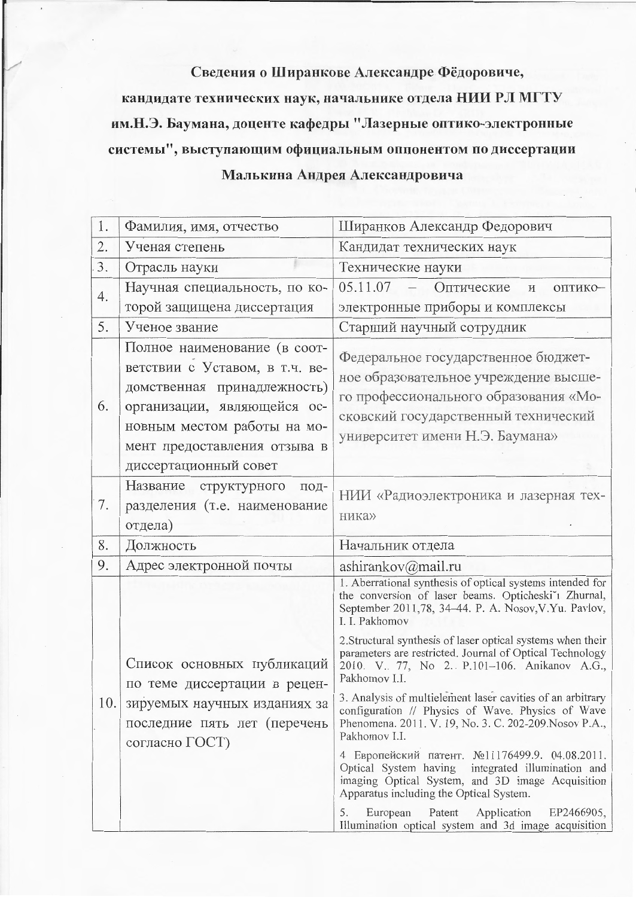**Сведения о Ширанкове Александре Фёдоровиче, кандидате технических наук, начальнике отдела НИИ РЛ МГТУ им.Н.Э. Баумана, доценте кафедры "Лазерные оптико-электронные системы", выступающим официальным оппонентом по диссертации Малькина Андрея Александровича**

| | | |
|---|---|---|
| 1. | Фамилия, имя, отчество | Ширанков Александр Федорович |
| 2. | Ученая степень | Кандидат технических наук |
| 3. | Отрасль науки | Технические науки |
| 4. | Научная специальность, по которой защищена диссертация | 05.11.07 – Оптические и оптико-электронные приборы и комплексы |
| 5. | Ученое звание | Старший научный сотрудник |
| 6. | Полное наименование (в соответствии с Уставом, в т.ч. ведомственная принадлежность) организации, являющейся основным местом работы на момент предоставления отзыва в диссертационный совет | Федеральное государственное бюджетное образовательное учреждение высшего профессионального образования «Московский государственный технический университет имени Н.Э. Баумана» |
| 7. | Название структурного подразделения (т.е. наименование отдела) | НИИ «Радиоэлектроника и лазерная техника» |
| 8. | Должность | Начальник отдела |
| 9. | Адрес электронной почты | ashirankov@mail.ru |
| 10. | Список основных публикаций по теме диссертации в рецензируемых научных изданиях за последние пять лет (перечень согласно ГОСТ) | 1. Aberrational synthesis of optical systems intended for the conversion of laser beams. Opticheskiĭ Zhurnal, September 2011,78, 34–44. P. A. Nosov, V.Yu. Pavlov, I. I. Pakhomov<br><br>2. Structural synthesis of laser optical systems when their parameters are restricted. Journal of Optical Technology 2010. V.. 77, No 2.. P.101–106. Anikanov A.G., Pakhomov I.I.<br><br>3. Analysis of multielement laser cavities of an arbitrary configuration // Physics of Wave. Physics of Wave Phenomena. 2011. V. 19, No. 3. C. 202-209. Nosov P.A., Pakhomov I.I.<br><br>4 Европейский патент. №11176499.9. 04.08.2011. Optical System having integrated illumination and imaging Optical System, and 3D image Acquisition Apparatus including the Optical System.<br><br>5. European Patent Application EP2466905, Illumination optical system and 3d image acquisition |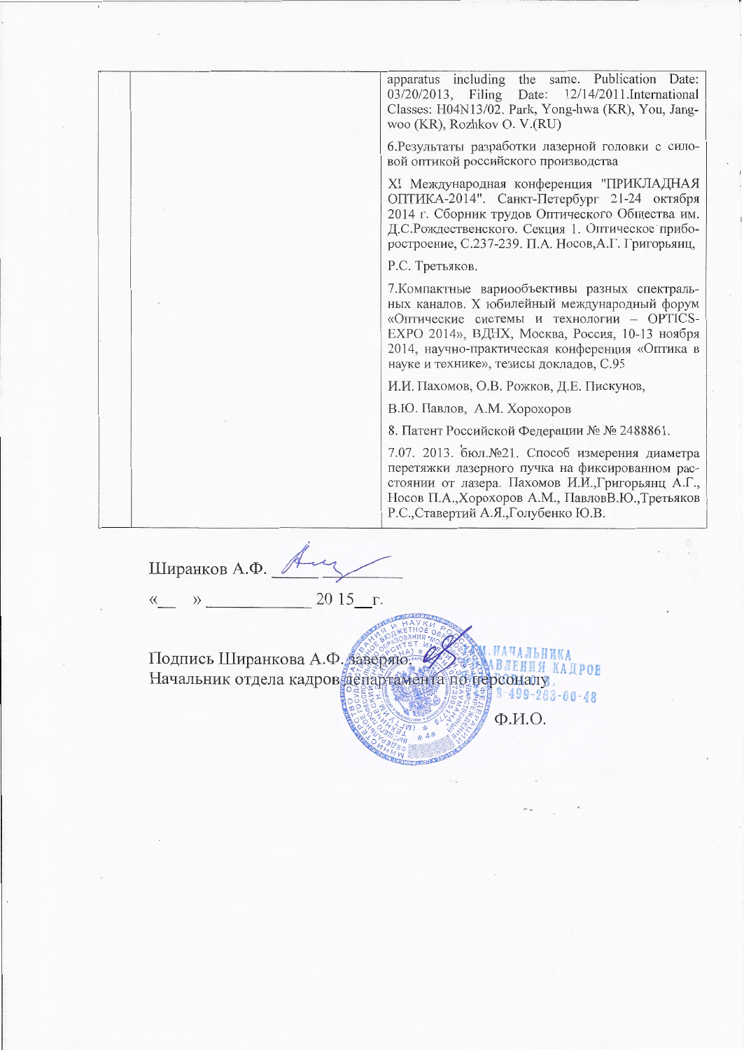| | | |
|---|---|---|
| | | apparatus including the same. Publication Date: 03/20/2013, Filing Date: 12/14/2011.International Classes: H04N13/02. Park, Yong-hwa (KR), You, Jang-woo (KR), Rozhkov O. V.(RU) |
| | | 6.Результаты разработки лазерной головки с силовой оптикой российского производства |
| | | XI Международная конференция "ПРИКЛАДНАЯ ОПТИКА-2014". Санкт-Петербург 21-24 октября 2014 г. Сборник трудов Оптического Общества им. Д.С.Рождественского. Секция 1. Оптическое приборостроение, С.237-239. П.А. Носов,А.Г. Григорьянц, |
| | | Р.С. Третьяков. |
| | | 7.Компактные вариообъективы разных спектральных каналов. X юбилейный международный форум «Оптические системы и технологии – OPTICS-EXPO 2014», ВДНХ, Москва, Россия, 10-13 ноября 2014, научно-практическая конференция «Оптика в науке и технике», тезисы докладов, С.95 |
| | | И.И. Пахомов, О.В. Рожков, Д.Е. Пискунов, |
| | | В.Ю. Павлов, А.М. Хорохоров |
| | | 8. Патент Российской Федерации № № 2488861. |
| | | 7.07. 2013. бюл.№21. Способ измерения диаметра перетяжки лазерного пучка на фиксированном расстоянии от лазера. Пахомов И.И.,Григорьянц А.Г., Носов П.А.,Хорохоров А.М., ПавловВ.Ю.,Третьяков Р.С.,Ставертий А.Я.,Голубенко Ю.В. |

Ширанков А.Ф. ____________

«__ » ____________ 20 15__г.

Подпись Ширанкова А.Ф. заверяю.
Начальник отдела кадров департамента по персоналу

ЗАМ. НАЧАЛЬНИКА УПРАВЛЕНИЯ КАДРОВ
8-499-263-60-48

Ф.И.О.